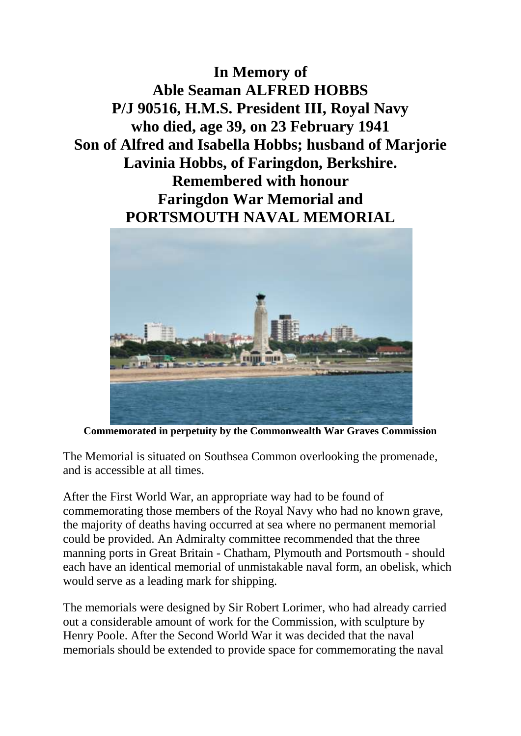# In Memory of
# Able Seaman ALFRED HOBBS
# P/J 90516, H.M.S. President III, Royal Navy
# who died, age 39, on 23 February 1941
# Son of Alfred and Isabella Hobbs; husband of Marjorie Lavinia Hobbs, of Faringdon, Berkshire.
# Remembered with honour
# Faringdon War Memorial and
# PORTSMOUTH NAVAL MEMORIAL

**Commemorated in perpetuity by the Commonwealth War Graves Commission**

The Memorial is situated on Southsea Common overlooking the promenade, and is accessible at all times.

After the First World War, an appropriate way had to be found of commemorating those members of the Royal Navy who had no known grave, the majority of deaths having occurred at sea where no permanent memorial could be provided. An Admiralty committee recommended that the three manning ports in Great Britain - Chatham, Plymouth and Portsmouth - should each have an identical memorial of unmistakable naval form, an obelisk, which would serve as a leading mark for shipping.

The memorials were designed by Sir Robert Lorimer, who had already carried out a considerable amount of work for the Commission, with sculpture by Henry Poole. After the Second World War it was decided that the naval memorials should be extended to provide space for commemorating the naval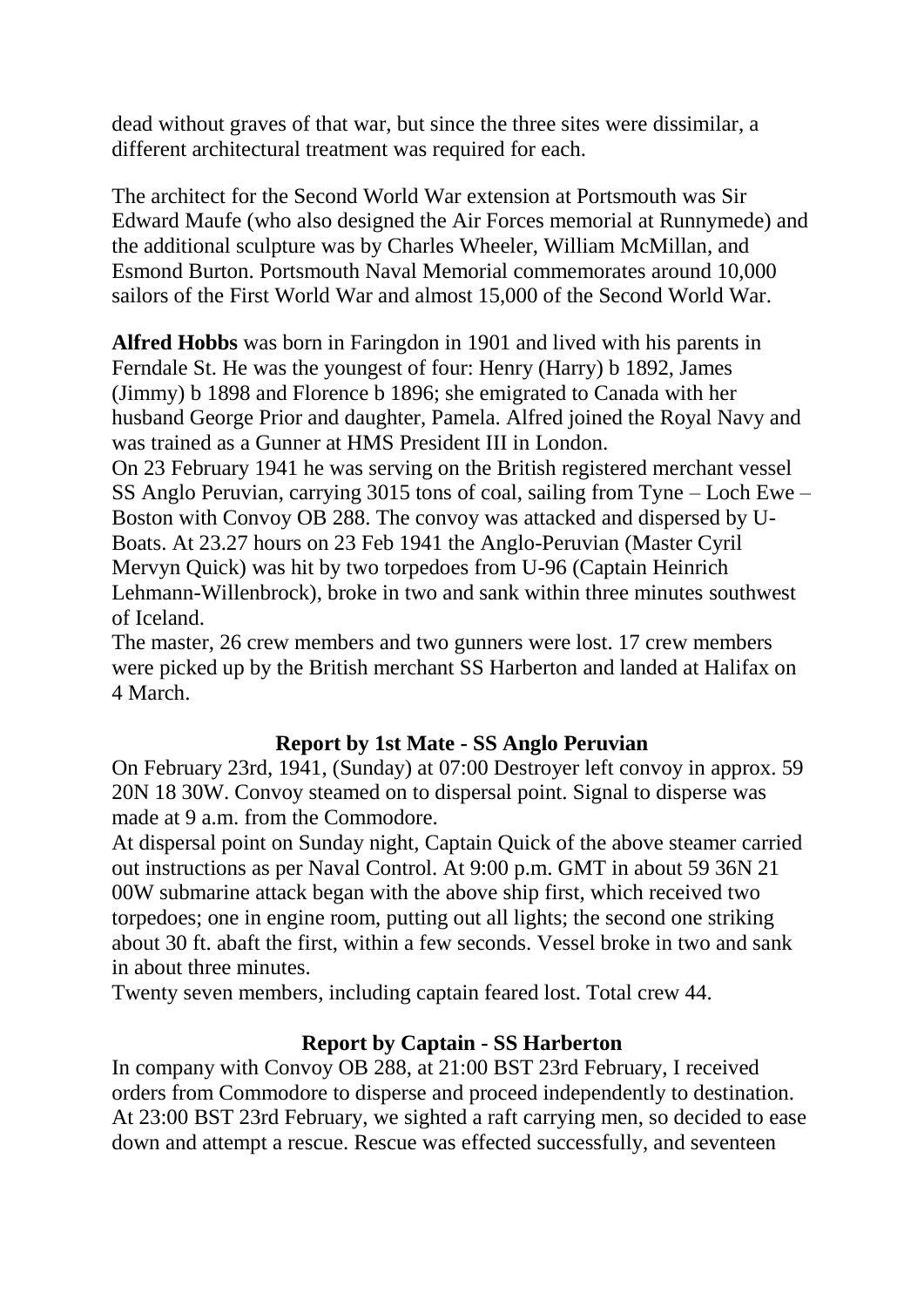dead without graves of that war, but since the three sites were dissimilar, a different architectural treatment was required for each.

The architect for the Second World War extension at Portsmouth was Sir Edward Maufe (who also designed the Air Forces memorial at Runnymede) and the additional sculpture was by Charles Wheeler, William McMillan, and Esmond Burton. Portsmouth Naval Memorial commemorates around 10,000 sailors of the First World War and almost 15,000 of the Second World War.

**Alfred Hobbs** was born in Faringdon in 1901 and lived with his parents in Ferndale St. He was the youngest of four: Henry (Harry) b 1892, James (Jimmy) b 1898 and Florence b 1896; she emigrated to Canada with her husband George Prior and daughter, Pamela. Alfred joined the Royal Navy and was trained as a Gunner at HMS President III in London.

On 23 February 1941 he was serving on the British registered merchant vessel SS Anglo Peruvian, carrying 3015 tons of coal, sailing from Tyne – Loch Ewe – Boston with Convoy OB 288. The convoy was attacked and dispersed by U-Boats. At 23.27 hours on 23 Feb 1941 the Anglo-Peruvian (Master Cyril Mervyn Quick) was hit by two torpedoes from U-96 (Captain Heinrich Lehmann-Willenbrock), broke in two and sank within three minutes southwest of Iceland.

The master, 26 crew members and two gunners were lost. 17 crew members were picked up by the British merchant SS Harberton and landed at Halifax on 4 March.

**Report by 1st Mate - SS Anglo Peruvian**

On February 23rd, 1941, (Sunday) at 07:00 Destroyer left convoy in approx. 59 20N 18 30W. Convoy steamed on to dispersal point. Signal to disperse was made at 9 a.m. from the Commodore.

At dispersal point on Sunday night, Captain Quick of the above steamer carried out instructions as per Naval Control. At 9:00 p.m. GMT in about 59 36N 21 00W submarine attack began with the above ship first, which received two torpedoes; one in engine room, putting out all lights; the second one striking about 30 ft. abaft the first, within a few seconds. Vessel broke in two and sank in about three minutes.

Twenty seven members, including captain feared lost. Total crew 44.

**Report by Captain - SS Harberton**

In company with Convoy OB 288, at 21:00 BST 23rd February, I received orders from Commodore to disperse and proceed independently to destination. At 23:00 BST 23rd February, we sighted a raft carrying men, so decided to ease down and attempt a rescue. Rescue was effected successfully, and seventeen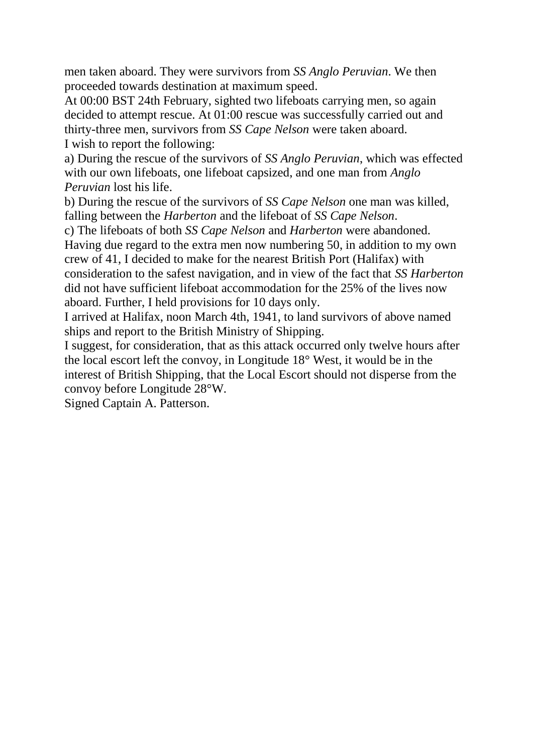men taken aboard. They were survivors from *SS Anglo Peruvian*. We then proceeded towards destination at maximum speed.

At 00:00 BST 24th February, sighted two lifeboats carrying men, so again decided to attempt rescue. At 01:00 rescue was successfully carried out and thirty-three men, survivors from *SS Cape Nelson* were taken aboard.

I wish to report the following:

a) During the rescue of the survivors of *SS Anglo Peruvian*, which was effected with our own lifeboats, one lifeboat capsized, and one man from *Anglo Peruvian* lost his life.

b) During the rescue of the survivors of *SS Cape Nelson* one man was killed, falling between the *Harberton* and the lifeboat of *SS Cape Nelson*.

c) The lifeboats of both *SS Cape Nelson* and *Harberton* were abandoned.

Having due regard to the extra men now numbering 50, in addition to my own crew of 41, I decided to make for the nearest British Port (Halifax) with consideration to the safest navigation, and in view of the fact that *SS Harberton* did not have sufficient lifeboat accommodation for the 25% of the lives now aboard. Further, I held provisions for 10 days only.

I arrived at Halifax, noon March 4th, 1941, to land survivors of above named ships and report to the British Ministry of Shipping.

I suggest, for consideration, that as this attack occurred only twelve hours after the local escort left the convoy, in Longitude 18° West, it would be in the interest of British Shipping, that the Local Escort should not disperse from the convoy before Longitude 28°W.

Signed Captain A. Patterson.